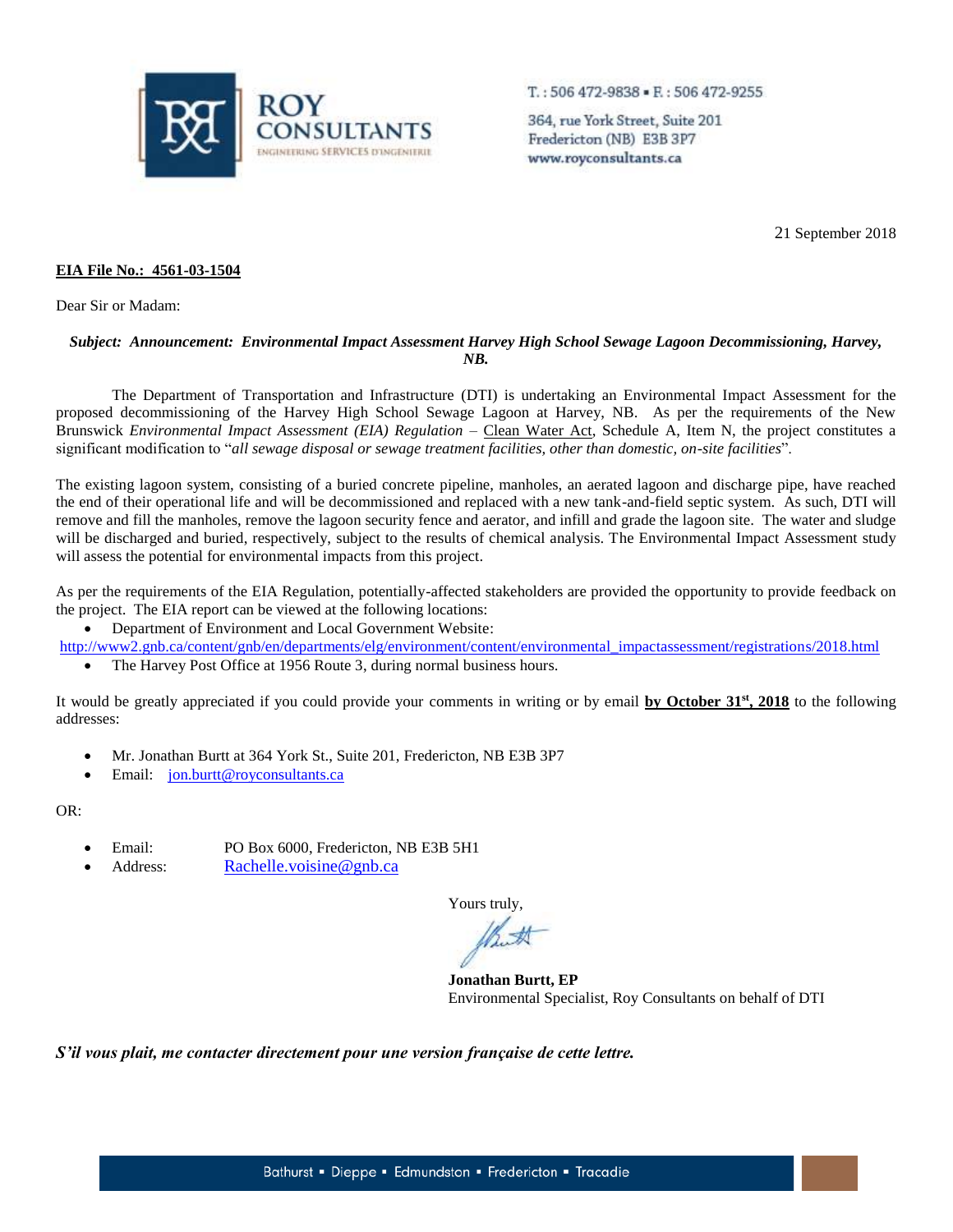ROY CONSULTANTS
ENGINEERING SERVICES D'INGÉNIERIE

T. : 506 472-9838 ▪ F. : 506 472-9255

364, rue York Street, Suite 201
Fredericton (NB) E3B 3P7
www.royconsultants.ca

21 September 2018

**EIA File No.: 4561-03-1504**

Dear Sir or Madam:

***Subject: Announcement: Environmental Impact Assessment Harvey High School Sewage Lagoon Decommissioning, Harvey, NB.***

The Department of Transportation and Infrastructure (DTI) is undertaking an Environmental Impact Assessment for the proposed decommissioning of the Harvey High School Sewage Lagoon at Harvey, NB. As per the requirements of the New Brunswick *Environmental Impact Assessment (EIA) Regulation* – Clean Water Act, Schedule A, Item N, the project constitutes a significant modification to "*all sewage disposal or sewage treatment facilities, other than domestic, on-site facilities*".

The existing lagoon system, consisting of a buried concrete pipeline, manholes, an aerated lagoon and discharge pipe, have reached the end of their operational life and will be decommissioned and replaced with a new tank-and-field septic system. As such, DTI will remove and fill the manholes, remove the lagoon security fence and aerator, and infill and grade the lagoon site. The water and sludge will be discharged and buried, respectively, subject to the results of chemical analysis. The Environmental Impact Assessment study will assess the potential for environmental impacts from this project.

As per the requirements of the EIA Regulation, potentially-affected stakeholders are provided the opportunity to provide feedback on the project. The EIA report can be viewed at the following locations:

- Department of Environment and Local Government Website:

http://www2.gnb.ca/content/gnb/en/departments/elg/environment/content/environmental_impactassessment/registrations/2018.html

- The Harvey Post Office at 1956 Route 3, during normal business hours.

It would be greatly appreciated if you could provide your comments in writing or by email **by October 31st, 2018** to the following addresses:

- Mr. Jonathan Burtt at 364 York St., Suite 201, Fredericton, NB E3B 3P7
- Email: jon.burtt@royconsultants.ca

OR:

- Email: PO Box 6000, Fredericton, NB E3B 5H1
- Address: Rachelle.voisine@gnb.ca

Yours truly,

**Jonathan Burtt, EP**
Environmental Specialist, Roy Consultants on behalf of DTI

***S'il vous plait, me contacter directement pour une version française de cette lettre.***

Bathurst ▪ Dieppe ▪ Edmundston ▪ Fredericton ▪ Tracadie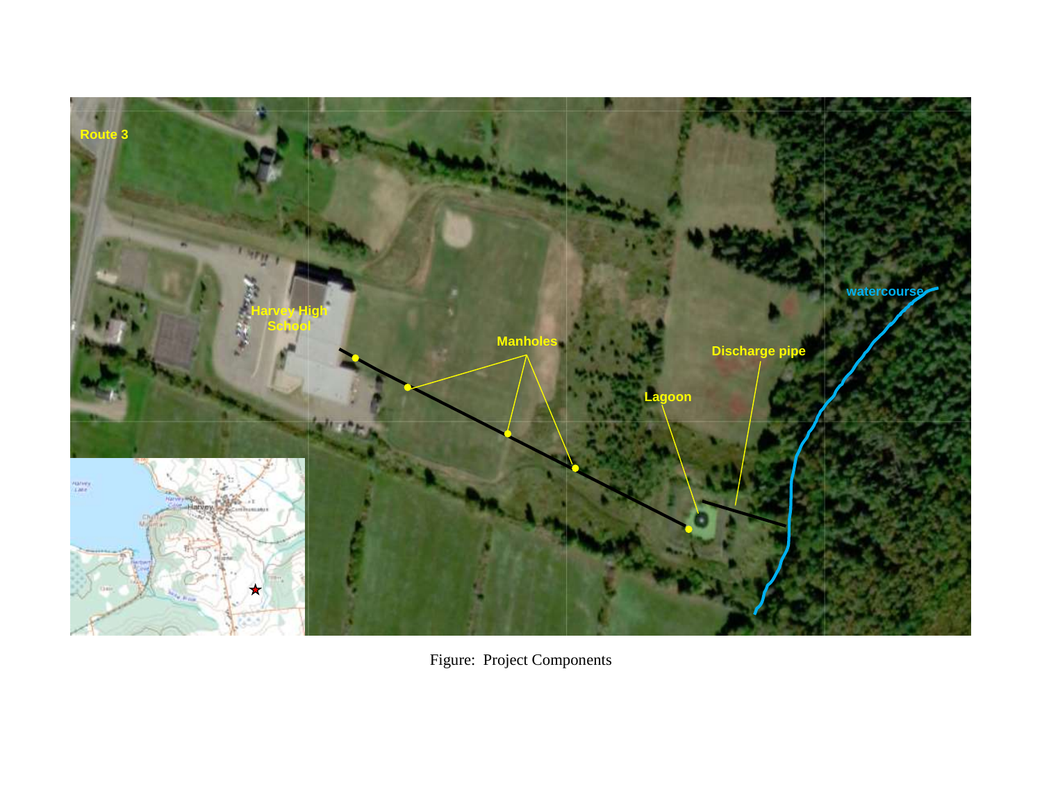Route 3

Harvey High School

Manholes

Lagoon

Discharge pipe

watercourse

Figure: Project Components